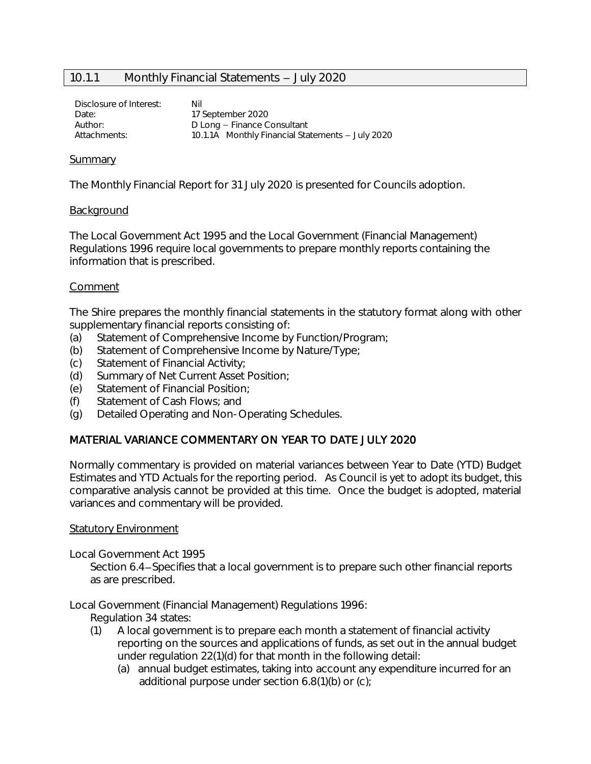## 10.1.1 Monthly Financial Statements – July 2020

| | |
|---|---|
| Disclosure of Interest: | Nil |
| Date: | 17 September 2020 |
| Author: | D Long – Finance Consultant |
| Attachments: | 10.1.1A Monthly Financial Statements – July 2020 |

### Summary

The Monthly Financial Report for 31 July 2020 is presented for Councils adoption.

### Background

The Local Government Act 1995 and the Local Government (Financial Management) Regulations 1996 require local governments to prepare monthly reports containing the information that is prescribed.

### Comment

The Shire prepares the monthly financial statements in the statutory format along with other supplementary financial reports consisting of:

(a) Statement of Comprehensive Income by Function/Program;
(b) Statement of Comprehensive Income by Nature/Type;
(c) Statement of Financial Activity;
(d) Summary of Net Current Asset Position;
(e) Statement of Financial Position;
(f) Statement of Cash Flows; and
(g) Detailed Operating and Non-Operating Schedules.

**MATERIAL VARIANCE COMMENTARY ON YEAR TO DATE JULY 2020**

Normally commentary is provided on material variances between Year to Date (YTD) Budget Estimates and YTD Actuals for the reporting period. As Council is yet to adopt its budget, this comparative analysis cannot be provided at this time. Once the budget is adopted, material variances and commentary will be provided.

### Statutory Environment

Local Government Act 1995

Section 6.4 – Specifies that a local government is to prepare such other financial reports as are prescribed.

Local Government (Financial Management) Regulations 1996:

Regulation 34 states:

(1) A local government is to prepare each month a statement of financial activity reporting on the sources and applications of funds, as set out in the annual budget under regulation 22(1)(d) for that month in the following detail:

(a) annual budget estimates, taking into account any expenditure incurred for an additional purpose under section 6.8(1)(b) or (c);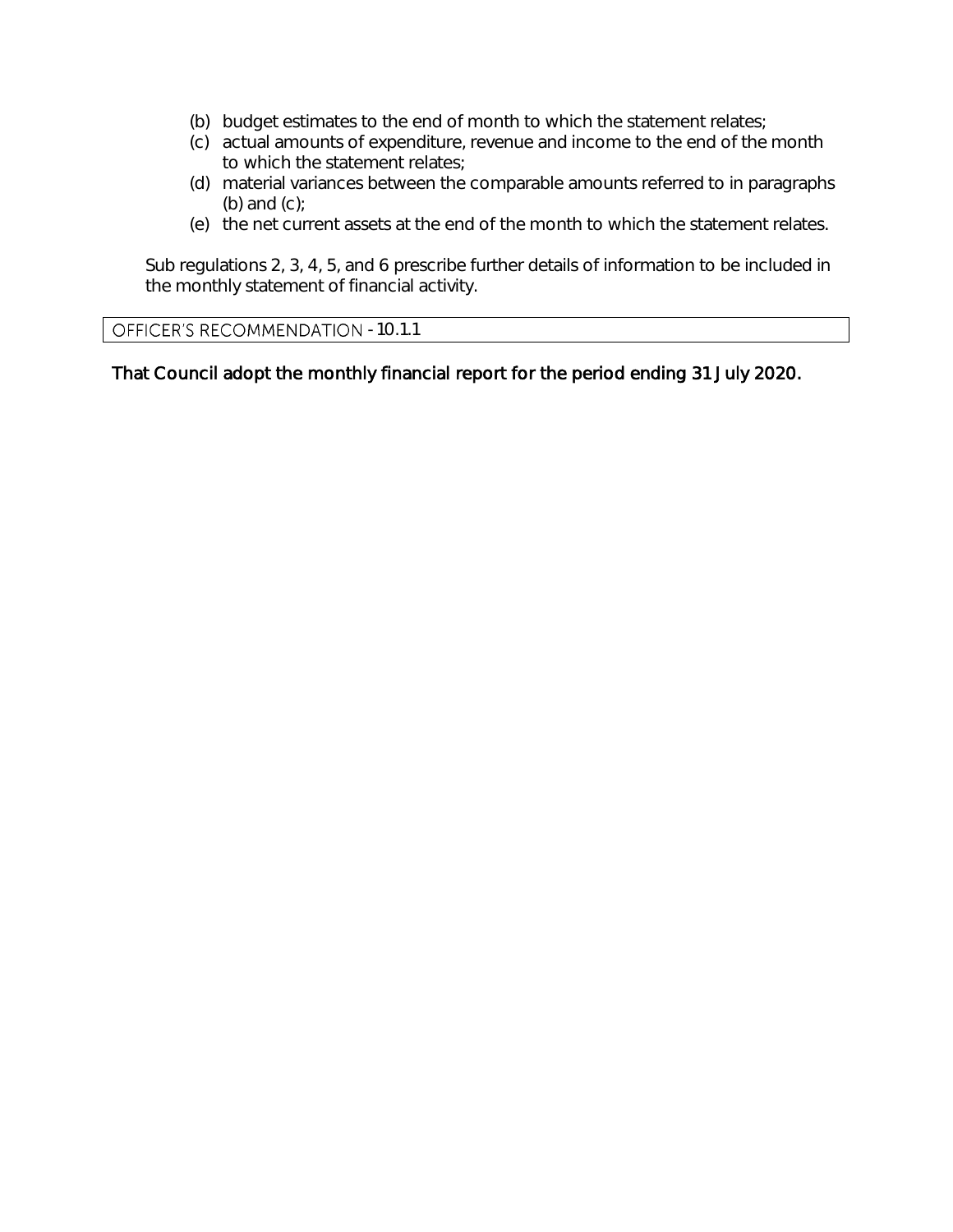(b) budget estimates to the end of month to which the statement relates;
(c) actual amounts of expenditure, revenue and income to the end of the month to which the statement relates;
(d) material variances between the comparable amounts referred to in paragraphs (b) and (c);
(e) the net current assets at the end of the month to which the statement relates.

Sub regulations 2, 3, 4, 5, and 6 prescribe further details of information to be included in the monthly statement of financial activity.

## OFFICER'S RECOMMENDATION - 10.1.1

**That Council adopt the monthly financial report for the period ending 31 July 2020.**